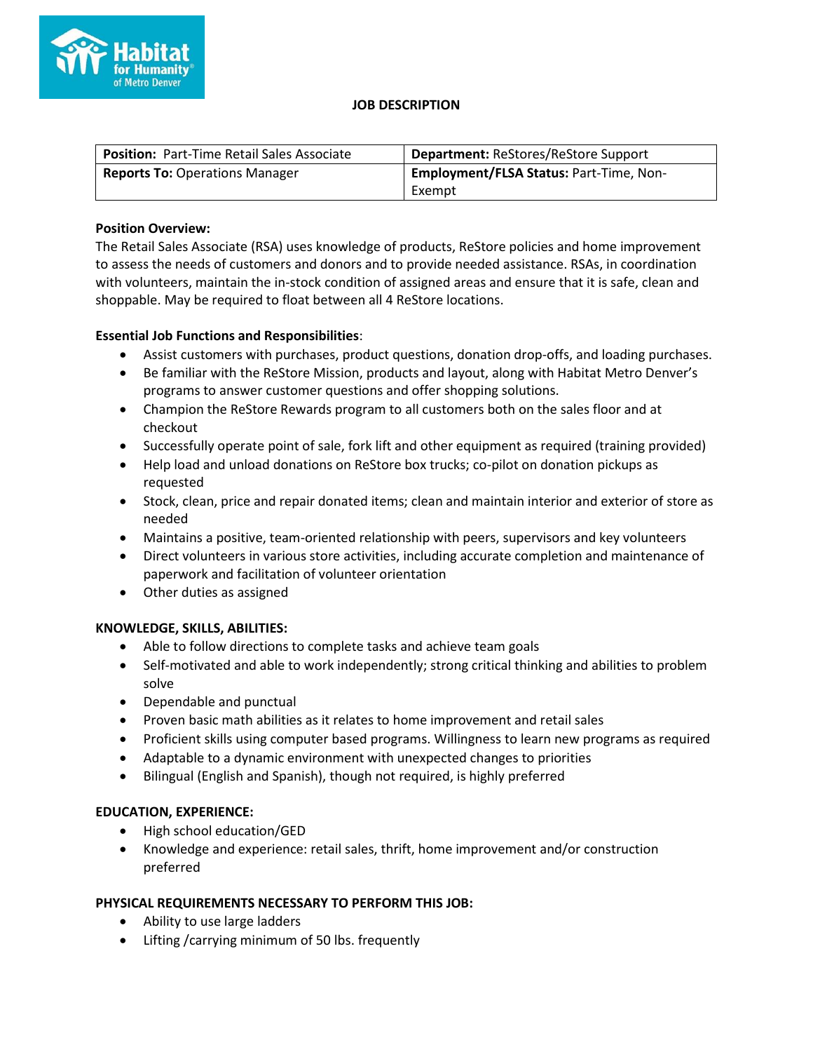# JOB DESCRIPTION

| **Position:** Part-Time Retail Sales Associate | **Department:** ReStores/ReStore Support |
|---|---|
| **Reports To:** Operations Manager | **Employment/FLSA Status:** Part-Time, Non-Exempt |

**Position Overview:**

The Retail Sales Associate (RSA) uses knowledge of products, ReStore policies and home improvement to assess the needs of customers and donors and to provide needed assistance. RSAs, in coordination with volunteers, maintain the in-stock condition of assigned areas and ensure that it is safe, clean and shoppable. May be required to float between all 4 ReStore locations.

**Essential Job Functions and Responsibilities**:

- Assist customers with purchases, product questions, donation drop-offs, and loading purchases.
- Be familiar with the ReStore Mission, products and layout, along with Habitat Metro Denver's programs to answer customer questions and offer shopping solutions.
- Champion the ReStore Rewards program to all customers both on the sales floor and at checkout
- Successfully operate point of sale, fork lift and other equipment as required (training provided)
- Help load and unload donations on ReStore box trucks; co-pilot on donation pickups as requested
- Stock, clean, price and repair donated items; clean and maintain interior and exterior of store as needed
- Maintains a positive, team-oriented relationship with peers, supervisors and key volunteers
- Direct volunteers in various store activities, including accurate completion and maintenance of paperwork and facilitation of volunteer orientation
- Other duties as assigned

**KNOWLEDGE, SKILLS, ABILITIES:**

- Able to follow directions to complete tasks and achieve team goals
- Self-motivated and able to work independently; strong critical thinking and abilities to problem solve
- Dependable and punctual
- Proven basic math abilities as it relates to home improvement and retail sales
- Proficient skills using computer based programs. Willingness to learn new programs as required
- Adaptable to a dynamic environment with unexpected changes to priorities
- Bilingual (English and Spanish), though not required, is highly preferred

**EDUCATION, EXPERIENCE:**

- High school education/GED
- Knowledge and experience: retail sales, thrift, home improvement and/or construction preferred

**PHYSICAL REQUIREMENTS NECESSARY TO PERFORM THIS JOB:**

- Ability to use large ladders
- Lifting /carrying minimum of 50 lbs. frequently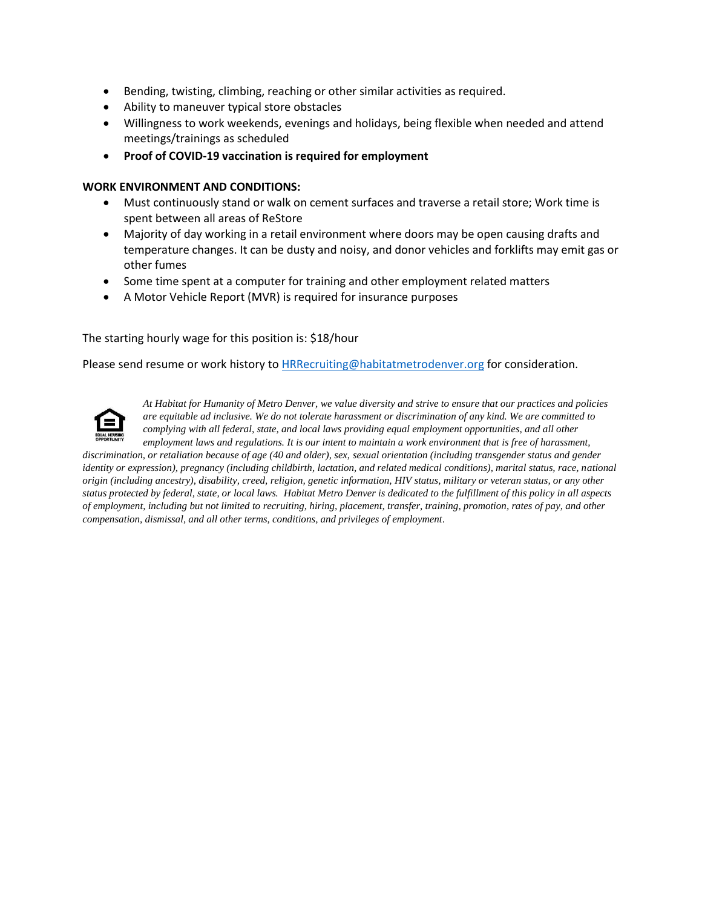- Bending, twisting, climbing, reaching or other similar activities as required.
- Ability to maneuver typical store obstacles
- Willingness to work weekends, evenings and holidays, being flexible when needed and attend meetings/trainings as scheduled
- **Proof of COVID-19 vaccination is required for employment**

**WORK ENVIRONMENT AND CONDITIONS:**

- Must continuously stand or walk on cement surfaces and traverse a retail store; Work time is spent between all areas of ReStore
- Majority of day working in a retail environment where doors may be open causing drafts and temperature changes. It can be dusty and noisy, and donor vehicles and forklifts may emit gas or other fumes
- Some time spent at a computer for training and other employment related matters
- A Motor Vehicle Report (MVR) is required for insurance purposes

The starting hourly wage for this position is: $18/hour

Please send resume or work history to HRRecruiting@habitatmetrodenver.org for consideration.

EQUAL HOUSING OPPORTUNITY

*At Habitat for Humanity of Metro Denver, we value diversity and strive to ensure that our practices and policies are equitable ad inclusive. We do not tolerate harassment or discrimination of any kind. We are committed to complying with all federal, state, and local laws providing equal employment opportunities, and all other employment laws and regulations. It is our intent to maintain a work environment that is free of harassment, discrimination, or retaliation because of age (40 and older), sex, sexual orientation (including transgender status and gender identity or expression), pregnancy (including childbirth, lactation, and related medical conditions), marital status, race, national origin (including ancestry), disability, creed, religion, genetic information, HIV status, military or veteran status, or any other status protected by federal, state, or local laws. Habitat Metro Denver is dedicated to the fulfillment of this policy in all aspects of employment, including but not limited to recruiting, hiring, placement, transfer, training, promotion, rates of pay, and other compensation, dismissal, and all other terms, conditions, and privileges of employment.*